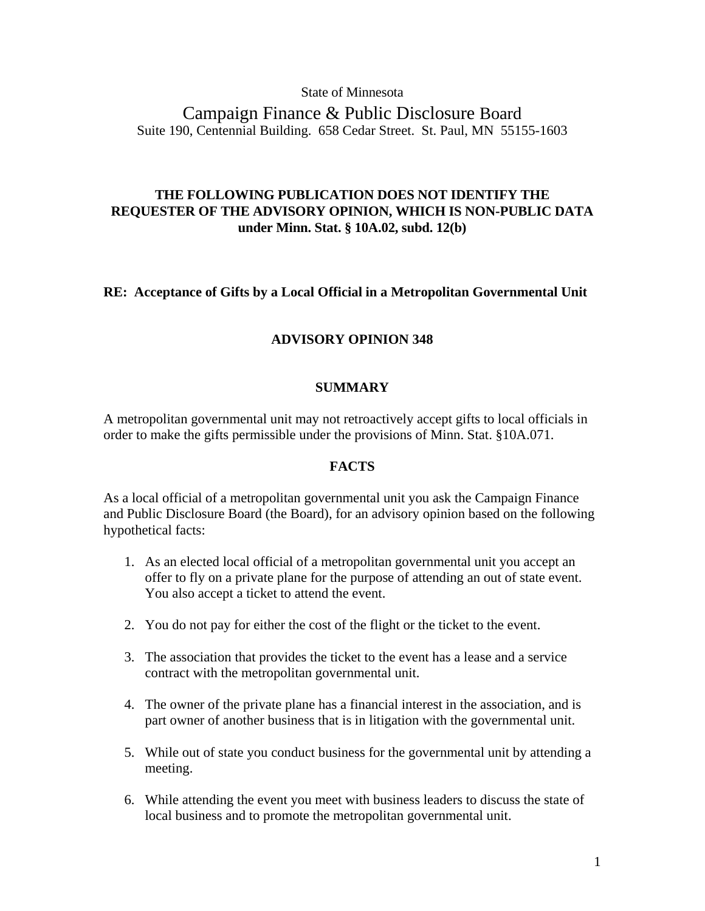State of Minnesota

# Campaign Finance & Public Disclosure Board

Suite 190, Centennial Building. 658 Cedar Street. St. Paul, MN 55155-1603

**THE FOLLOWING PUBLICATION DOES NOT IDENTIFY THE REQUESTER OF THE ADVISORY OPINION, WHICH IS NON-PUBLIC DATA under Minn. Stat. § 10A.02, subd. 12(b)**

**RE: Acceptance of Gifts by a Local Official in a Metropolitan Governmental Unit**

## ADVISORY OPINION 348

### SUMMARY

A metropolitan governmental unit may not retroactively accept gifts to local officials in order to make the gifts permissible under the provisions of Minn. Stat. §10A.071.

### FACTS

As a local official of a metropolitan governmental unit you ask the Campaign Finance and Public Disclosure Board (the Board), for an advisory opinion based on the following hypothetical facts:

1. As an elected local official of a metropolitan governmental unit you accept an offer to fly on a private plane for the purpose of attending an out of state event. You also accept a ticket to attend the event.
2. You do not pay for either the cost of the flight or the ticket to the event.
3. The association that provides the ticket to the event has a lease and a service contract with the metropolitan governmental unit.
4. The owner of the private plane has a financial interest in the association, and is part owner of another business that is in litigation with the governmental unit.
5. While out of state you conduct business for the governmental unit by attending a meeting.
6. While attending the event you meet with business leaders to discuss the state of local business and to promote the metropolitan governmental unit.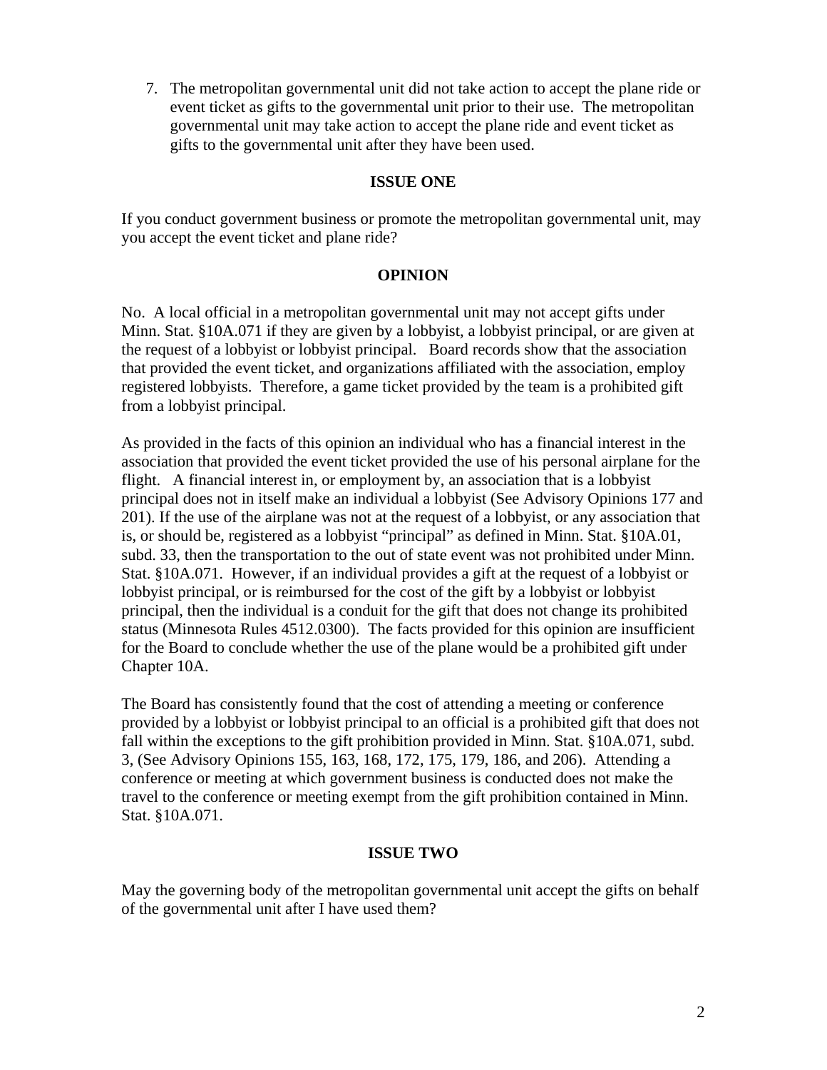7. The metropolitan governmental unit did not take action to accept the plane ride or event ticket as gifts to the governmental unit prior to their use. The metropolitan governmental unit may take action to accept the plane ride and event ticket as gifts to the governmental unit after they have been used.

**ISSUE ONE**

If you conduct government business or promote the metropolitan governmental unit, may you accept the event ticket and plane ride?

**OPINION**

No. A local official in a metropolitan governmental unit may not accept gifts under Minn. Stat. §10A.071 if they are given by a lobbyist, a lobbyist principal, or are given at the request of a lobbyist or lobbyist principal. Board records show that the association that provided the event ticket, and organizations affiliated with the association, employ registered lobbyists. Therefore, a game ticket provided by the team is a prohibited gift from a lobbyist principal.

As provided in the facts of this opinion an individual who has a financial interest in the association that provided the event ticket provided the use of his personal airplane for the flight. A financial interest in, or employment by, an association that is a lobbyist principal does not in itself make an individual a lobbyist (See Advisory Opinions 177 and 201). If the use of the airplane was not at the request of a lobbyist, or any association that is, or should be, registered as a lobbyist "principal" as defined in Minn. Stat. §10A.01, subd. 33, then the transportation to the out of state event was not prohibited under Minn. Stat. §10A.071. However, if an individual provides a gift at the request of a lobbyist or lobbyist principal, or is reimbursed for the cost of the gift by a lobbyist or lobbyist principal, then the individual is a conduit for the gift that does not change its prohibited status (Minnesota Rules 4512.0300). The facts provided for this opinion are insufficient for the Board to conclude whether the use of the plane would be a prohibited gift under Chapter 10A.

The Board has consistently found that the cost of attending a meeting or conference provided by a lobbyist or lobbyist principal to an official is a prohibited gift that does not fall within the exceptions to the gift prohibition provided in Minn. Stat. §10A.071, subd. 3, (See Advisory Opinions 155, 163, 168, 172, 175, 179, 186, and 206). Attending a conference or meeting at which government business is conducted does not make the travel to the conference or meeting exempt from the gift prohibition contained in Minn. Stat. §10A.071.

**ISSUE TWO**

May the governing body of the metropolitan governmental unit accept the gifts on behalf of the governmental unit after I have used them?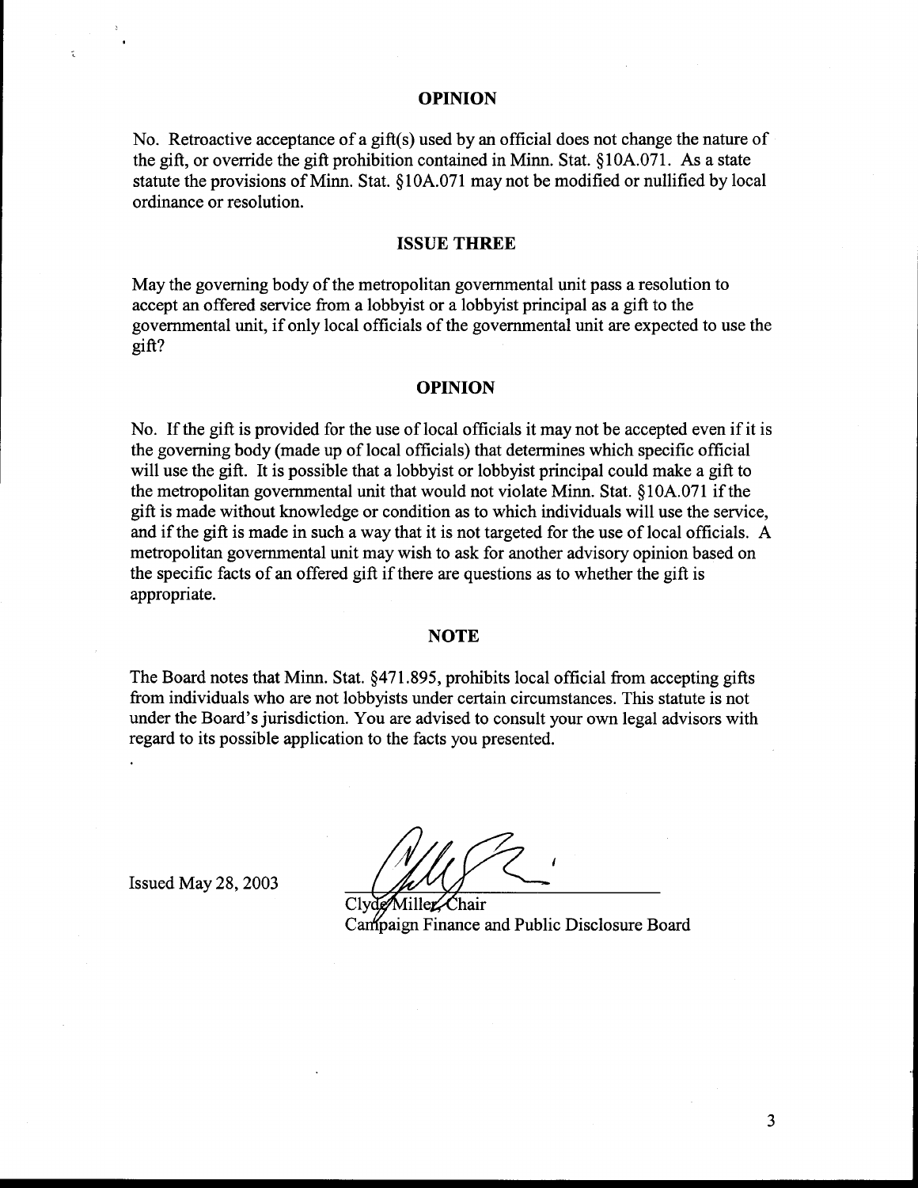## OPINION

No. Retroactive acceptance of a gift(s) used by an official does not change the nature of the gift, or override the gift prohibition contained in Minn. Stat. §10A.071. As a state statute the provisions of Minn. Stat. §10A.071 may not be modified or nullified by local ordinance or resolution.

## ISSUE THREE

May the governing body of the metropolitan governmental unit pass a resolution to accept an offered service from a lobbyist or a lobbyist principal as a gift to the governmental unit, if only local officials of the governmental unit are expected to use the gift?

## OPINION

No. If the gift is provided for the use of local officials it may not be accepted even if it is the governing body (made up of local officials) that determines which specific official will use the gift. It is possible that a lobbyist or lobbyist principal could make a gift to the metropolitan governmental unit that would not violate Minn. Stat. §10A.071 if the gift is made without knowledge or condition as to which individuals will use the service, and if the gift is made in such a way that it is not targeted for the use of local officials. A metropolitan governmental unit may wish to ask for another advisory opinion based on the specific facts of an offered gift if there are questions as to whether the gift is appropriate.

## NOTE

The Board notes that Minn. Stat. §471.895, prohibits local official from accepting gifts from individuals who are not lobbyists under certain circumstances. This statute is not under the Board's jurisdiction. You are advised to consult your own legal advisors with regard to its possible application to the facts you presented.

Issued May 28, 2003

Clyde Miller, Chair
Campaign Finance and Public Disclosure Board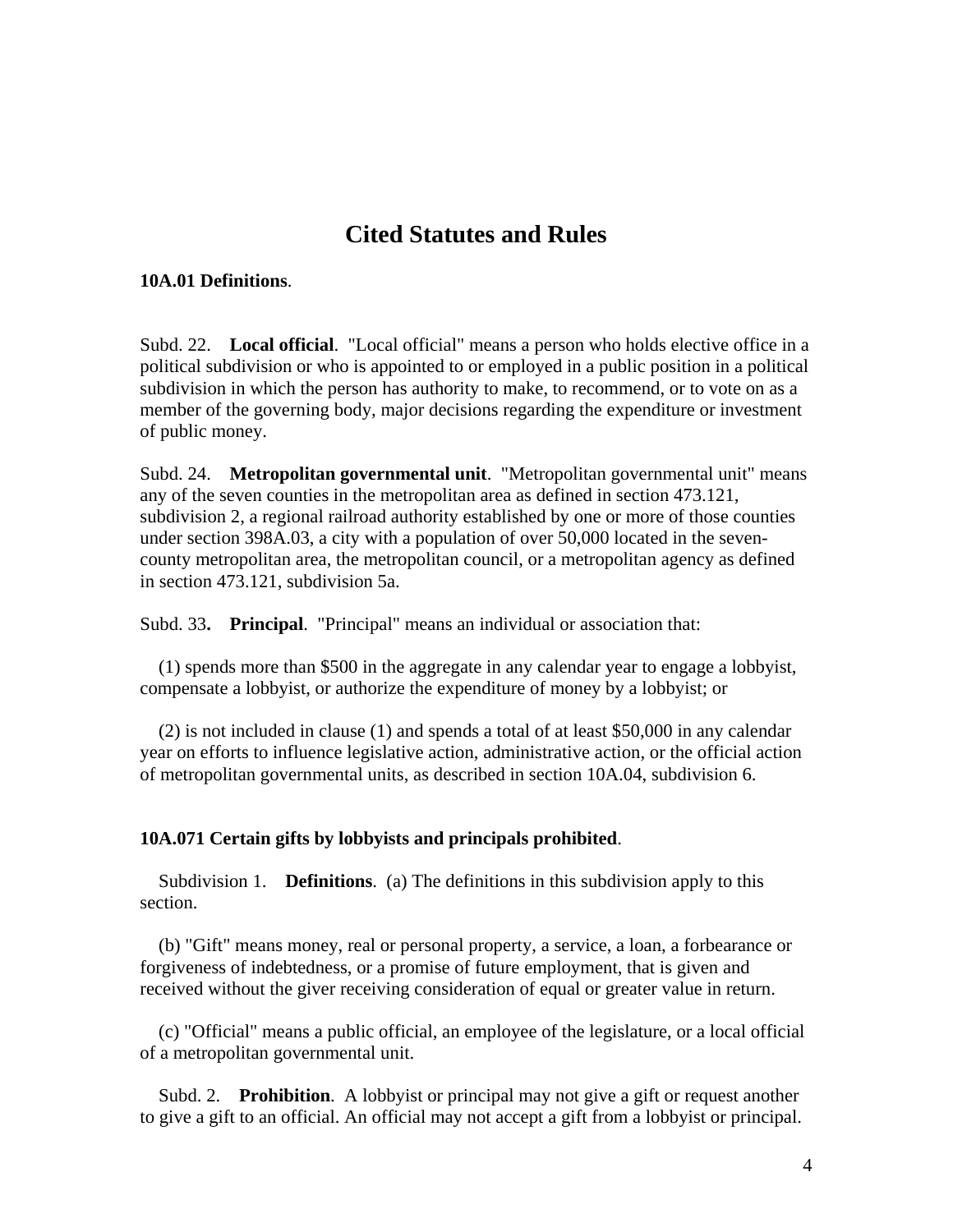# Cited Statutes and Rules

**10A.01 Definitions**.

Subd. 22. **Local official**. "Local official" means a person who holds elective office in a political subdivision or who is appointed to or employed in a public position in a political subdivision in which the person has authority to make, to recommend, or to vote on as a member of the governing body, major decisions regarding the expenditure or investment of public money.

Subd. 24. **Metropolitan governmental unit**. "Metropolitan governmental unit" means any of the seven counties in the metropolitan area as defined in section 473.121, subdivision 2, a regional railroad authority established by one or more of those counties under section 398A.03, a city with a population of over 50,000 located in the seven-county metropolitan area, the metropolitan council, or a metropolitan agency as defined in section 473.121, subdivision 5a.

Subd. 33**.** **Principal**. "Principal" means an individual or association that:

(1) spends more than $500 in the aggregate in any calendar year to engage a lobbyist, compensate a lobbyist, or authorize the expenditure of money by a lobbyist; or

(2) is not included in clause (1) and spends a total of at least $50,000 in any calendar year on efforts to influence legislative action, administrative action, or the official action of metropolitan governmental units, as described in section 10A.04, subdivision 6.

**10A.071 Certain gifts by lobbyists and principals prohibited**.

Subdivision 1. **Definitions**. (a) The definitions in this subdivision apply to this section.

(b) "Gift" means money, real or personal property, a service, a loan, a forbearance or forgiveness of indebtedness, or a promise of future employment, that is given and received without the giver receiving consideration of equal or greater value in return.

(c) "Official" means a public official, an employee of the legislature, or a local official of a metropolitan governmental unit.

Subd. 2. **Prohibition**. A lobbyist or principal may not give a gift or request another to give a gift to an official. An official may not accept a gift from a lobbyist or principal.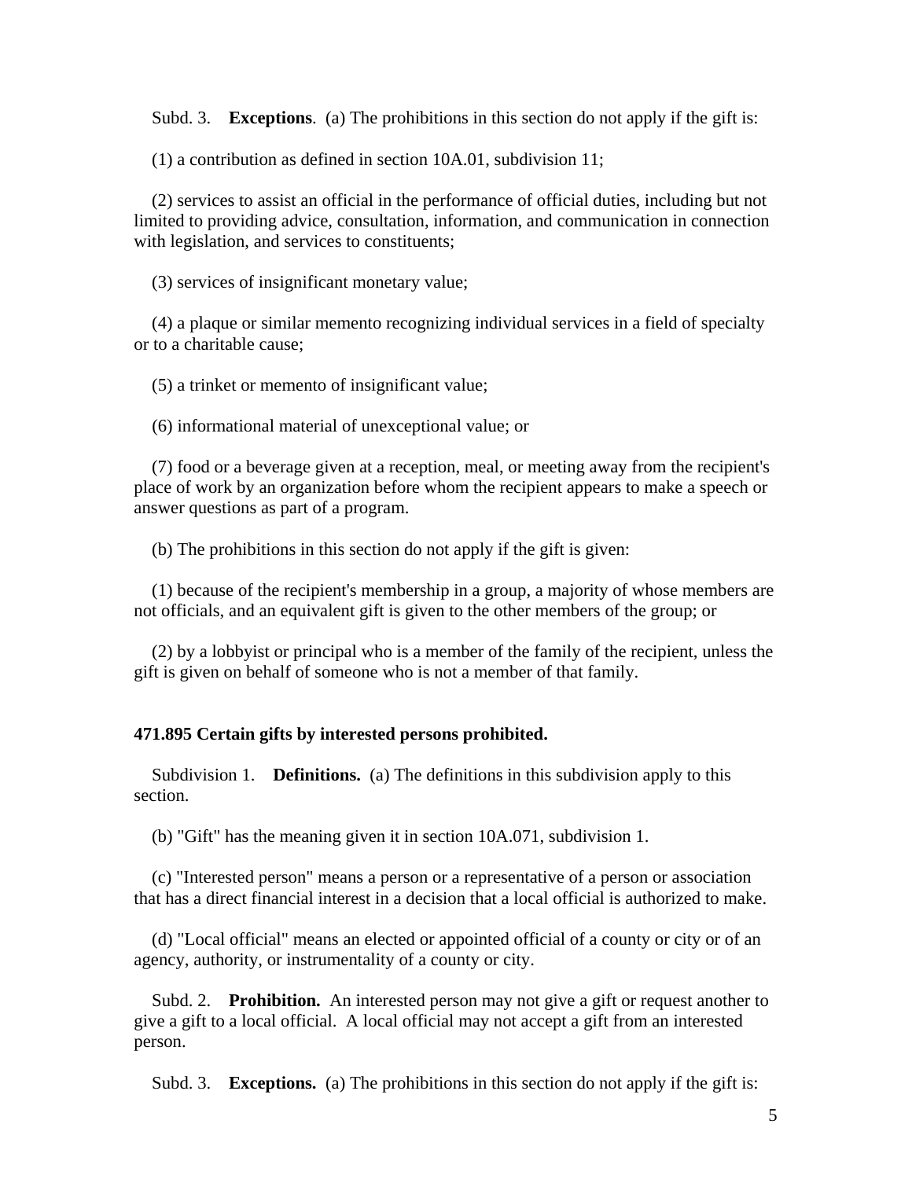Subd. 3. **Exceptions**. (a) The prohibitions in this section do not apply if the gift is:

(1) a contribution as defined in section 10A.01, subdivision 11;

(2) services to assist an official in the performance of official duties, including but not limited to providing advice, consultation, information, and communication in connection with legislation, and services to constituents;

(3) services of insignificant monetary value;

(4) a plaque or similar memento recognizing individual services in a field of specialty or to a charitable cause;

(5) a trinket or memento of insignificant value;

(6) informational material of unexceptional value; or

(7) food or a beverage given at a reception, meal, or meeting away from the recipient's place of work by an organization before whom the recipient appears to make a speech or answer questions as part of a program.

(b) The prohibitions in this section do not apply if the gift is given:

(1) because of the recipient's membership in a group, a majority of whose members are not officials, and an equivalent gift is given to the other members of the group; or

(2) by a lobbyist or principal who is a member of the family of the recipient, unless the gift is given on behalf of someone who is not a member of that family.

**471.895 Certain gifts by interested persons prohibited.**

Subdivision 1. **Definitions.** (a) The definitions in this subdivision apply to this section.

(b) "Gift" has the meaning given it in section 10A.071, subdivision 1.

(c) "Interested person" means a person or a representative of a person or association that has a direct financial interest in a decision that a local official is authorized to make.

(d) "Local official" means an elected or appointed official of a county or city or of an agency, authority, or instrumentality of a county or city.

Subd. 2. **Prohibition.** An interested person may not give a gift or request another to give a gift to a local official. A local official may not accept a gift from an interested person.

Subd. 3. **Exceptions.** (a) The prohibitions in this section do not apply if the gift is: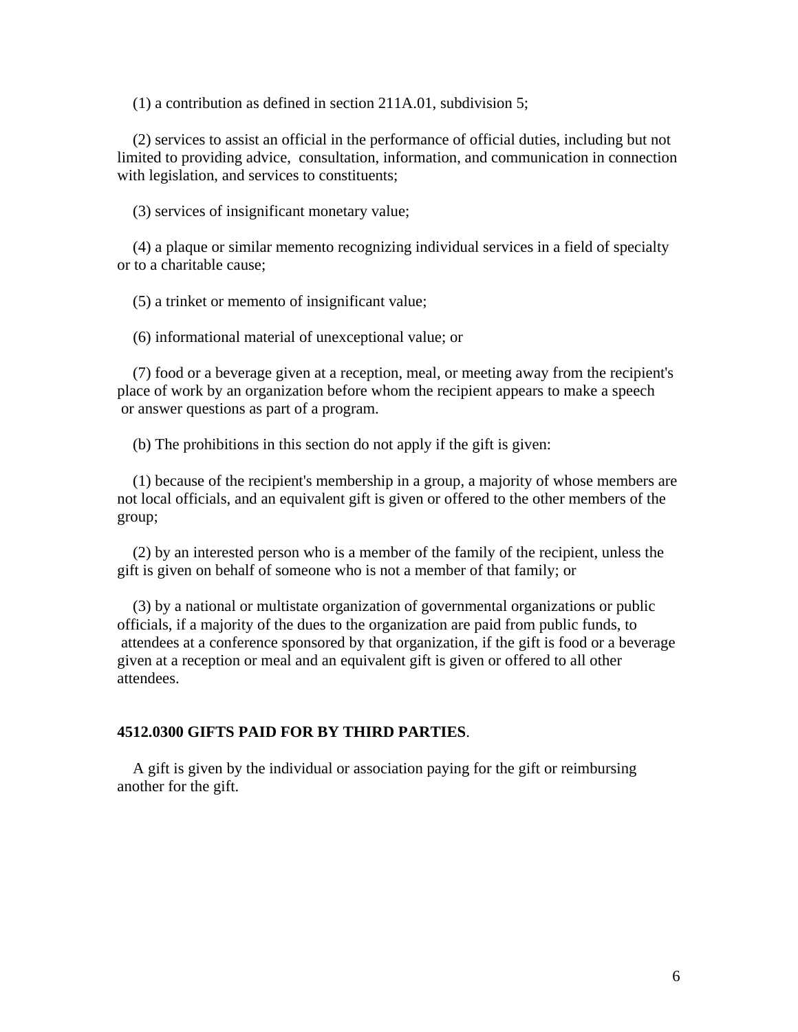(1) a contribution as defined in section 211A.01, subdivision 5;

(2) services to assist an official in the performance of official duties, including but not limited to providing advice, consultation, information, and communication in connection with legislation, and services to constituents;

(3) services of insignificant monetary value;

(4) a plaque or similar memento recognizing individual services in a field of specialty or to a charitable cause;

(5) a trinket or memento of insignificant value;

(6) informational material of unexceptional value; or

(7) food or a beverage given at a reception, meal, or meeting away from the recipient's place of work by an organization before whom the recipient appears to make a speech or answer questions as part of a program.

(b) The prohibitions in this section do not apply if the gift is given:

(1) because of the recipient's membership in a group, a majority of whose members are not local officials, and an equivalent gift is given or offered to the other members of the group;

(2) by an interested person who is a member of the family of the recipient, unless the gift is given on behalf of someone who is not a member of that family; or

(3) by a national or multistate organization of governmental organizations or public officials, if a majority of the dues to the organization are paid from public funds, to attendees at a conference sponsored by that organization, if the gift is food or a beverage given at a reception or meal and an equivalent gift is given or offered to all other attendees.

**4512.0300 GIFTS PAID FOR BY THIRD PARTIES**.

A gift is given by the individual or association paying for the gift or reimbursing another for the gift.